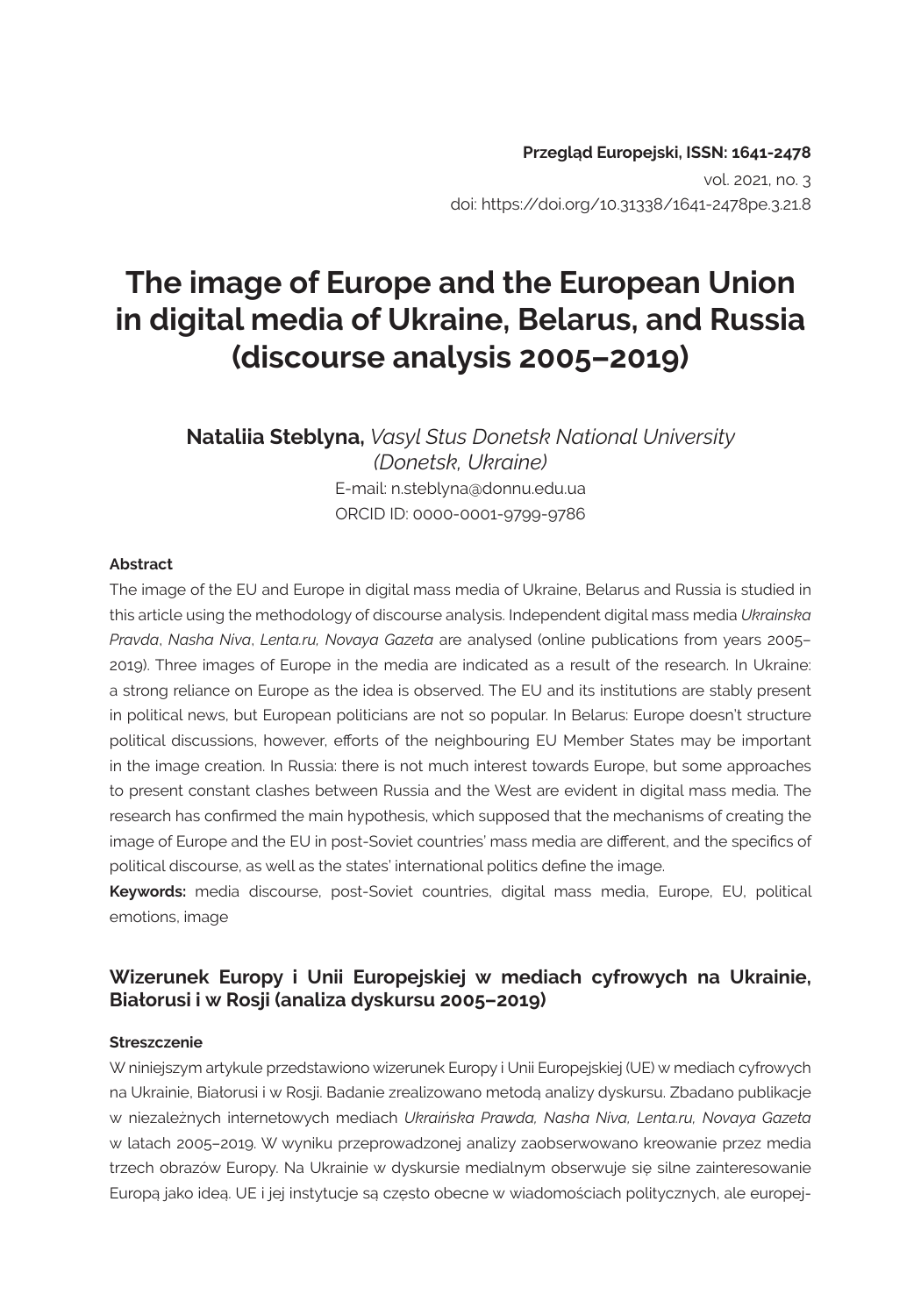**Przegląd Europejski, ISSN: 1641-2478**
vol. 2021, no. 3
doi: https://doi.org/10.31338/1641-2478pe.3.21.8

# The image of Europe and the European Union in digital media of Ukraine, Belarus, and Russia (discourse analysis 2005–2019)

**Nataliia Steblyna,** *Vasyl Stus Donetsk National University (Donetsk, Ukraine)*
E-mail: n.steblyna@donnu.edu.ua
ORCID ID: 0000-0001-9799-9786

#### Abstract

The image of the EU and Europe in digital mass media of Ukraine, Belarus and Russia is studied in this article using the methodology of discourse analysis. Independent digital mass media *Ukrainska Pravda*, *Nasha Niva*, *Lenta.ru, Novaya Gazeta* are analysed (online publications from years 2005–2019). Three images of Europe in the media are indicated as a result of the research. In Ukraine: a strong reliance on Europe as the idea is observed. The EU and its institutions are stably present in political news, but European politicians are not so popular. In Belarus: Europe doesn't structure political discussions, however, efforts of the neighbouring EU Member States may be important in the image creation. In Russia: there is not much interest towards Europe, but some approaches to present constant clashes between Russia and the West are evident in digital mass media. The research has confirmed the main hypothesis, which supposed that the mechanisms of creating the image of Europe and the EU in post-Soviet countries' mass media are different, and the specifics of political discourse, as well as the states' international politics define the image.

**Keywords:** media discourse, post-Soviet countries, digital mass media, Europe, EU, political emotions, image

### Wizerunek Europy i Unii Europejskiej w mediach cyfrowych na Ukrainie, Białorusi i w Rosji (analiza dyskursu 2005–2019)

#### Streszczenie

W niniejszym artykule przedstawiono wizerunek Europy i Unii Europejskiej (UE) w mediach cyfrowych na Ukrainie, Białorusi i w Rosji. Badanie zrealizowano metodą analizy dyskursu. Zbadano publikacje w niezależnych internetowych mediach *Ukraińska Prawda, Nasha Niva, Lenta.ru, Novaya Gazeta* w latach 2005–2019. W wyniku przeprowadzonej analizy zaobserwowano kreowanie przez media trzech obrazów Europy. Na Ukrainie w dyskursie medialnym obserwuje się silne zainteresowanie Europą jako ideą. UE i jej instytucje są często obecne w wiadomościach politycznych, ale europej-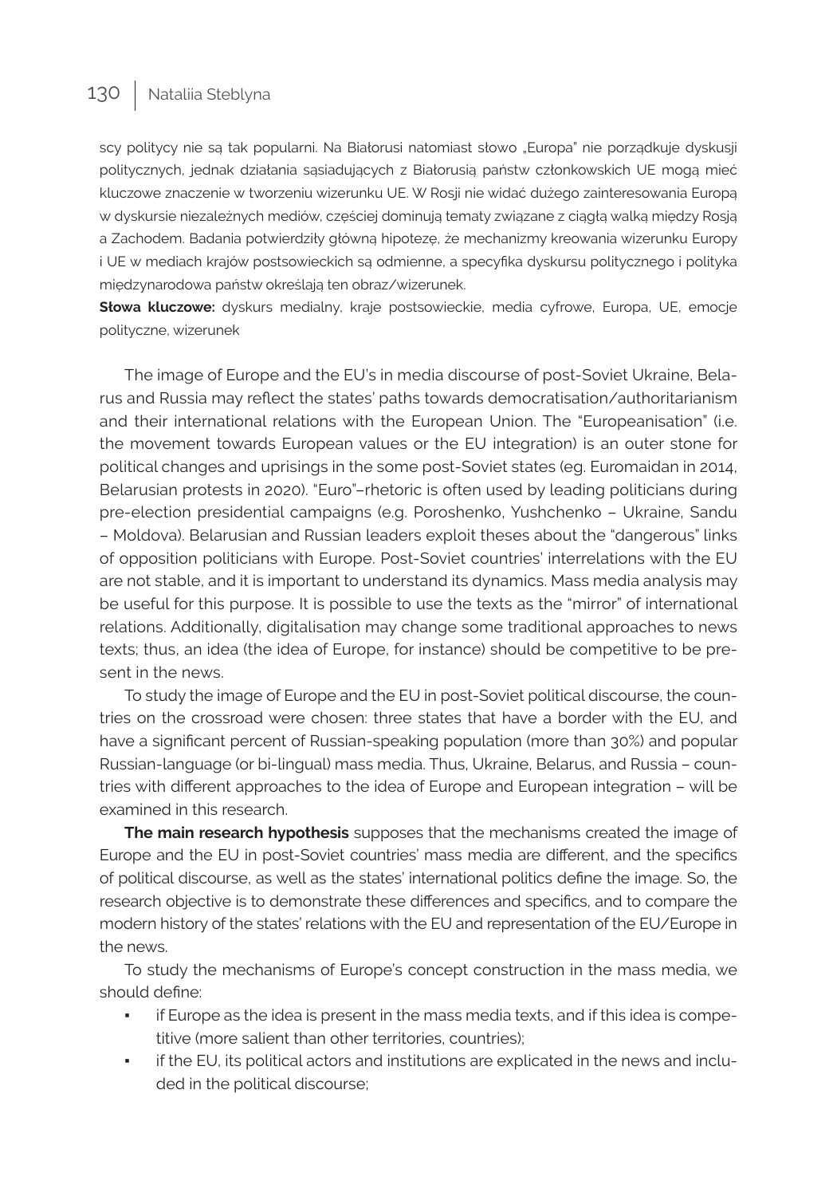scy politycy nie są tak popularni. Na Białorusi natomiast słowo „Europa" nie porządkuje dyskusji politycznych, jednak działania sąsiadujących z Białorusią państw członkowskich UE mogą mieć kluczowe znaczenie w tworzeniu wizerunku UE. W Rosji nie widać dużego zainteresowania Europą w dyskursie niezależnych mediów, częściej dominują tematy związane z ciągłą walką między Rosją a Zachodem. Badania potwierdziły główną hipotezę, że mechanizmy kreowania wizerunku Europy i UE w mediach krajów postsowieckich są odmienne, a specyfika dyskursu politycznego i polityka międzynarodowa państw określają ten obraz/wizerunek.

**Słowa kluczowe:** dyskurs medialny, kraje postsowieckie, media cyfrowe, Europa, UE, emocje polityczne, wizerunek

The image of Europe and the EU's in media discourse of post-Soviet Ukraine, Belarus and Russia may reflect the states' paths towards democratisation/authoritarianism and their international relations with the European Union. The "Europeanisation" (i.e. the movement towards European values or the EU integration) is an outer stone for political changes and uprisings in the some post-Soviet states (eg. Euromaidan in 2014, Belarusian protests in 2020). "Euro"–rhetoric is often used by leading politicians during pre-election presidential campaigns (e.g. Poroshenko, Yushchenko – Ukraine, Sandu – Moldova). Belarusian and Russian leaders exploit theses about the "dangerous" links of opposition politicians with Europe. Post-Soviet countries' interrelations with the EU are not stable, and it is important to understand its dynamics. Mass media analysis may be useful for this purpose. It is possible to use the texts as the "mirror" of international relations. Additionally, digitalisation may change some traditional approaches to news texts; thus, an idea (the idea of Europe, for instance) should be competitive to be present in the news.

To study the image of Europe and the EU in post-Soviet political discourse, the countries on the crossroad were chosen: three states that have a border with the EU, and have a significant percent of Russian-speaking population (more than 30%) and popular Russian-language (or bi-lingual) mass media. Thus, Ukraine, Belarus, and Russia – countries with different approaches to the idea of Europe and European integration – will be examined in this research.

**The main research hypothesis** supposes that the mechanisms created the image of Europe and the EU in post-Soviet countries' mass media are different, and the specifics of political discourse, as well as the states' international politics define the image. So, the research objective is to demonstrate these differences and specifics, and to compare the modern history of the states' relations with the EU and representation of the EU/Europe in the news.

To study the mechanisms of Europe's concept construction in the mass media, we should define:

- if Europe as the idea is present in the mass media texts, and if this idea is competitive (more salient than other territories, countries);
- if the EU, its political actors and institutions are explicated in the news and included in the political discourse;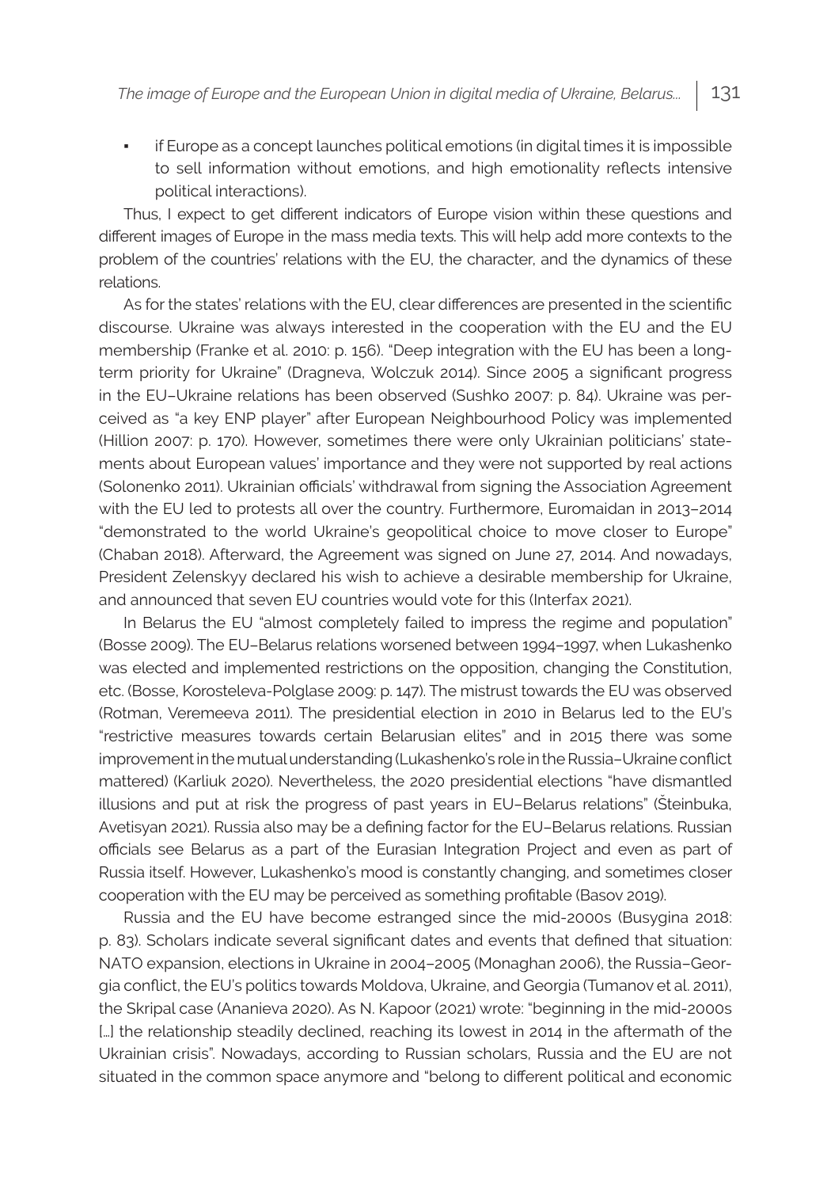- if Europe as a concept launches political emotions (in digital times it is impossible to sell information without emotions, and high emotionality reflects intensive political interactions).

Thus, I expect to get different indicators of Europe vision within these questions and different images of Europe in the mass media texts. This will help add more contexts to the problem of the countries' relations with the EU, the character, and the dynamics of these relations.

As for the states' relations with the EU, clear differences are presented in the scientific discourse. Ukraine was always interested in the cooperation with the EU and the EU membership (Franke et al. 2010: p. 156). "Deep integration with the EU has been a long-term priority for Ukraine" (Dragneva, Wolczuk 2014). Since 2005 a significant progress in the EU–Ukraine relations has been observed (Sushko 2007: p. 84). Ukraine was perceived as "a key ENP player" after European Neighbourhood Policy was implemented (Hillion 2007: p. 170). However, sometimes there were only Ukrainian politicians' statements about European values' importance and they were not supported by real actions (Solonenko 2011). Ukrainian officials' withdrawal from signing the Association Agreement with the EU led to protests all over the country. Furthermore, Euromaidan in 2013–2014 "demonstrated to the world Ukraine's geopolitical choice to move closer to Europe" (Chaban 2018). Afterward, the Agreement was signed on June 27, 2014. And nowadays, President Zelenskyy declared his wish to achieve a desirable membership for Ukraine, and announced that seven EU countries would vote for this (Interfax 2021).

In Belarus the EU "almost completely failed to impress the regime and population" (Bosse 2009). The EU–Belarus relations worsened between 1994–1997, when Lukashenko was elected and implemented restrictions on the opposition, changing the Constitution, etc. (Bosse, Korosteleva-Polglase 2009: p. 147). The mistrust towards the EU was observed (Rotman, Veremeeva 2011). The presidential election in 2010 in Belarus led to the EU's "restrictive measures towards certain Belarusian elites" and in 2015 there was some improvement in the mutual understanding (Lukashenko's role in the Russia–Ukraine conflict mattered) (Karliuk 2020). Nevertheless, the 2020 presidential elections "have dismantled illusions and put at risk the progress of past years in EU–Belarus relations" (Šteinbuka, Avetisyan 2021). Russia also may be a defining factor for the EU–Belarus relations. Russian officials see Belarus as a part of the Eurasian Integration Project and even as part of Russia itself. However, Lukashenko's mood is constantly changing, and sometimes closer cooperation with the EU may be perceived as something profitable (Basov 2019).

Russia and the EU have become estranged since the mid-2000s (Busygina 2018: p. 83). Scholars indicate several significant dates and events that defined that situation: NATO expansion, elections in Ukraine in 2004–2005 (Monaghan 2006), the Russia–Georgia conflict, the EU's politics towards Moldova, Ukraine, and Georgia (Tumanov et al. 2011), the Skripal case (Ananieva 2020). As N. Kapoor (2021) wrote: "beginning in the mid-2000s […] the relationship steadily declined, reaching its lowest in 2014 in the aftermath of the Ukrainian crisis". Nowadays, according to Russian scholars, Russia and the EU are not situated in the common space anymore and "belong to different political and economic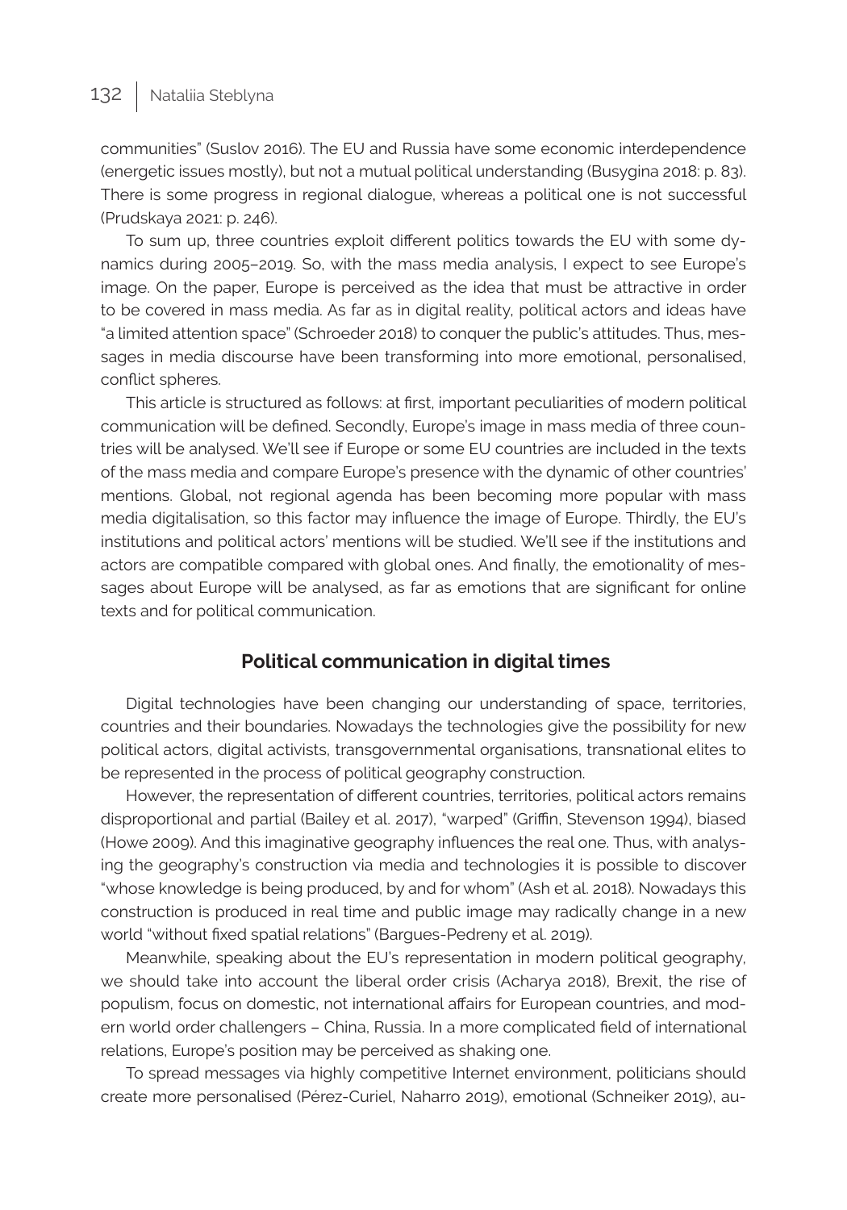communities" (Suslov 2016). The EU and Russia have some economic interdependence (energetic issues mostly), but not a mutual political understanding (Busygina 2018: p. 83). There is some progress in regional dialogue, whereas a political one is not successful (Prudskaya 2021: p. 246).

To sum up, three countries exploit different politics towards the EU with some dynamics during 2005–2019. So, with the mass media analysis, I expect to see Europe's image. On the paper, Europe is perceived as the idea that must be attractive in order to be covered in mass media. As far as in digital reality, political actors and ideas have "a limited attention space" (Schroeder 2018) to conquer the public's attitudes. Thus, messages in media discourse have been transforming into more emotional, personalised, conflict spheres.

This article is structured as follows: at first, important peculiarities of modern political communication will be defined. Secondly, Europe's image in mass media of three countries will be analysed. We'll see if Europe or some EU countries are included in the texts of the mass media and compare Europe's presence with the dynamic of other countries' mentions. Global, not regional agenda has been becoming more popular with mass media digitalisation, so this factor may influence the image of Europe. Thirdly, the EU's institutions and political actors' mentions will be studied. We'll see if the institutions and actors are compatible compared with global ones. And finally, the emotionality of messages about Europe will be analysed, as far as emotions that are significant for online texts and for political communication.

## Political communication in digital times

Digital technologies have been changing our understanding of space, territories, countries and their boundaries. Nowadays the technologies give the possibility for new political actors, digital activists, transgovernmental organisations, transnational elites to be represented in the process of political geography construction.

However, the representation of different countries, territories, political actors remains disproportional and partial (Bailey et al. 2017), "warped" (Griffin, Stevenson 1994), biased (Howe 2009). And this imaginative geography influences the real one. Thus, with analysing the geography's construction via media and technologies it is possible to discover "whose knowledge is being produced, by and for whom" (Ash et al. 2018). Nowadays this construction is produced in real time and public image may radically change in a new world "without fixed spatial relations" (Bargues-Pedreny et al. 2019).

Meanwhile, speaking about the EU's representation in modern political geography, we should take into account the liberal order crisis (Acharya 2018), Brexit, the rise of populism, focus on domestic, not international affairs for European countries, and modern world order challengers – China, Russia. In a more complicated field of international relations, Europe's position may be perceived as shaking one.

To spread messages via highly competitive Internet environment, politicians should create more personalised (Pérez-Curiel, Naharro 2019), emotional (Schneiker 2019), au-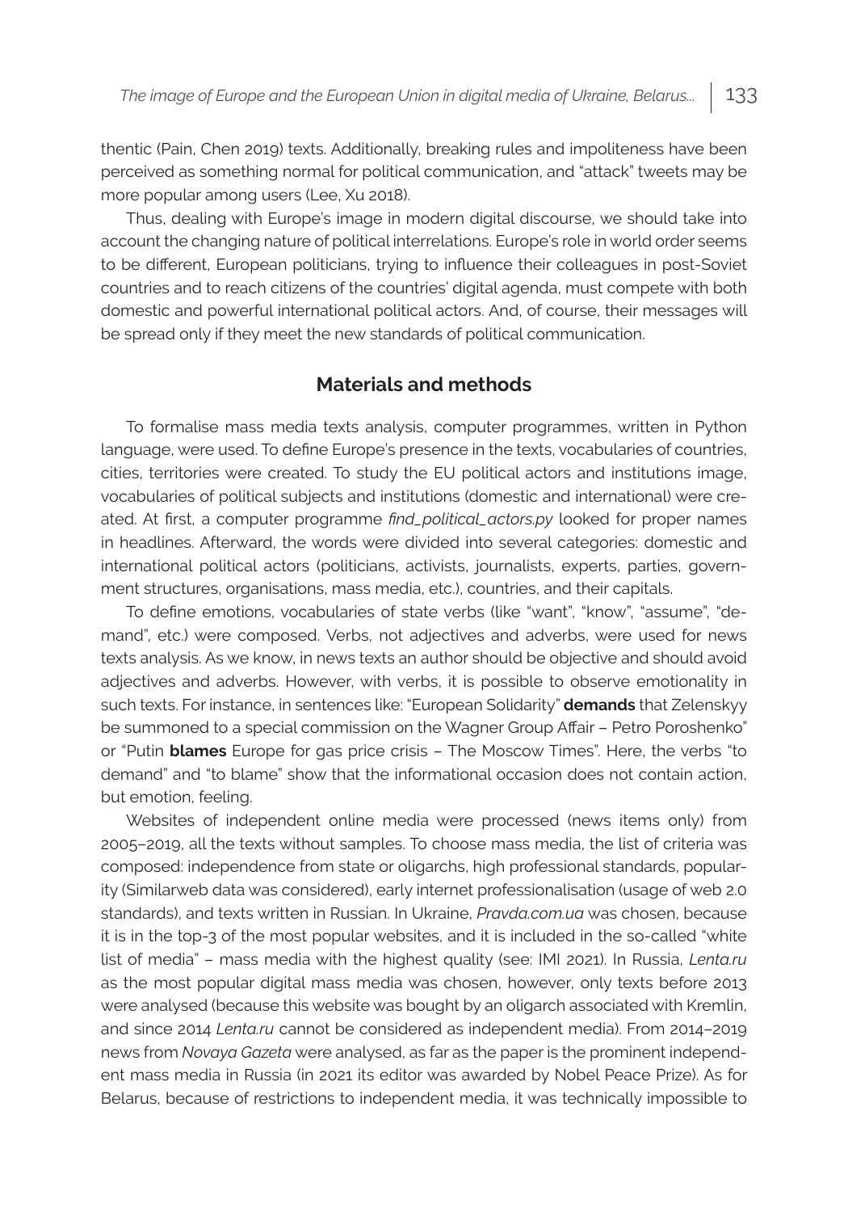thentic (Pain, Chen 2019) texts. Additionally, breaking rules and impoliteness have been perceived as something normal for political communication, and "attack" tweets may be more popular among users (Lee, Xu 2018).

Thus, dealing with Europe's image in modern digital discourse, we should take into account the changing nature of political interrelations. Europe's role in world order seems to be different, European politicians, trying to influence their colleagues in post-Soviet countries and to reach citizens of the countries' digital agenda, must compete with both domestic and powerful international political actors. And, of course, their messages will be spread only if they meet the new standards of political communication.

## Materials and methods

To formalise mass media texts analysis, computer programmes, written in Python language, were used. To define Europe's presence in the texts, vocabularies of countries, cities, territories were created. To study the EU political actors and institutions image, vocabularies of political subjects and institutions (domestic and international) were created. At first, a computer programme *find_political_actors.py* looked for proper names in headlines. Afterward, the words were divided into several categories: domestic and international political actors (politicians, activists, journalists, experts, parties, government structures, organisations, mass media, etc.), countries, and their capitals.

To define emotions, vocabularies of state verbs (like "want", "know", "assume", "demand", etc.) were composed. Verbs, not adjectives and adverbs, were used for news texts analysis. As we know, in news texts an author should be objective and should avoid adjectives and adverbs. However, with verbs, it is possible to observe emotionality in such texts. For instance, in sentences like: "European Solidarity" **demands** that Zelenskyy be summoned to a special commission on the Wagner Group Affair – Petro Poroshenko" or "Putin **blames** Europe for gas price crisis – The Moscow Times". Here, the verbs "to demand" and "to blame" show that the informational occasion does not contain action, but emotion, feeling.

Websites of independent online media were processed (news items only) from 2005–2019, all the texts without samples. To choose mass media, the list of criteria was composed: independence from state or oligarchs, high professional standards, popularity (Similarweb data was considered), early internet professionalisation (usage of web 2.0 standards), and texts written in Russian. In Ukraine, *Pravda.com.ua* was chosen, because it is in the top-3 of the most popular websites, and it is included in the so-called "white list of media" – mass media with the highest quality (see: IMI 2021). In Russia, *Lenta.ru* as the most popular digital mass media was chosen, however, only texts before 2013 were analysed (because this website was bought by an oligarch associated with Kremlin, and since 2014 *Lenta.ru* cannot be considered as independent media). From 2014–2019 news from *Novaya Gazeta* were analysed, as far as the paper is the prominent independent mass media in Russia (in 2021 its editor was awarded by Nobel Peace Prize). As for Belarus, because of restrictions to independent media, it was technically impossible to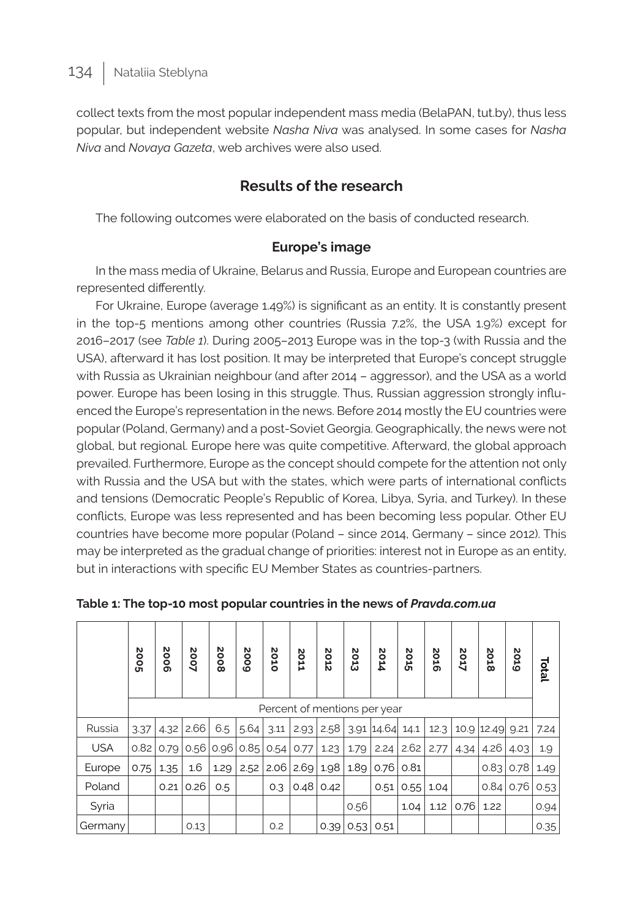collect texts from the most popular independent mass media (BelaPAN, tut.by), thus less popular, but independent website *Nasha Niva* was analysed. In some cases for *Nasha Niva* and *Novaya Gazeta*, web archives were also used.

## Results of the research

The following outcomes were elaborated on the basis of conducted research.

### Europe's image

In the mass media of Ukraine, Belarus and Russia, Europe and European countries are represented differently.

For Ukraine, Europe (average 1.49%) is significant as an entity. It is constantly present in the top-5 mentions among other countries (Russia 7.2%, the USA 1.9%) except for 2016–2017 (see *Table 1*). During 2005–2013 Europe was in the top-3 (with Russia and the USA), afterward it has lost position. It may be interpreted that Europe's concept struggle with Russia as Ukrainian neighbour (and after 2014 – aggressor), and the USA as a world power. Europe has been losing in this struggle. Thus, Russian aggression strongly influenced the Europe's representation in the news. Before 2014 mostly the EU countries were popular (Poland, Germany) and a post-Soviet Georgia. Geographically, the news were not global, but regional. Europe here was quite competitive. Afterward, the global approach prevailed. Furthermore, Europe as the concept should compete for the attention not only with Russia and the USA but with the states, which were parts of international conflicts and tensions (Democratic People's Republic of Korea, Libya, Syria, and Turkey). In these conflicts, Europe was less represented and has been becoming less popular. Other EU countries have become more popular (Poland – since 2014, Germany – since 2012). This may be interpreted as the gradual change of priorities: interest not in Europe as an entity, but in interactions with specific EU Member States as countries-partners.

**Table 1: The top-10 most popular countries in the news of *Pravda.com.ua***

| | 2005 | 2006 | 2007 | 2008 | 2009 | 2010 | 2011 | 2012 | 2013 | 2014 | 2015 | 2016 | 2017 | 2018 | 2019 | Total |
|---|---|---|---|---|---|---|---|---|---|---|---|---|---|---|---|---|
| | Percent of mentions per year | | | | | | | | | | | | | | | |
| Russia | 3.37 | 4.32 | 2.66 | 6.5 | 5.64 | 3.11 | 2.93 | 2.58 | 3.91 | 14.64 | 14.1 | 12.3 | 10.9 | 12.49 | 9.21 | 7.24 |
| USA | 0.82 | 0.79 | 0.56 | 0.96 | 0.85 | 0.54 | 0.77 | 1.23 | 1.79 | 2.24 | 2.62 | 2.77 | 4.34 | 4.26 | 4.03 | 1.9 |
| Europe | 0.75 | 1.35 | 1.6 | 1.29 | 2.52 | 2.06 | 2.69 | 1.98 | 1.89 | 0.76 | 0.81 | | | 0.83 | 0.78 | 1.49 |
| Poland | | 0.21 | 0.26 | 0.5 | | 0.3 | 0.48 | 0.42 | | 0.51 | 0.55 | 1.04 | | 0.84 | 0.76 | 0.53 |
| Syria | | | | | | | | | 0.56 | | 1.04 | 1.12 | 0.76 | 1.22 | | 0.94 |
| Germany | | | 0.13 | | | 0.2 | | 0.39 | 0.53 | 0.51 | | | | | | 0.35 |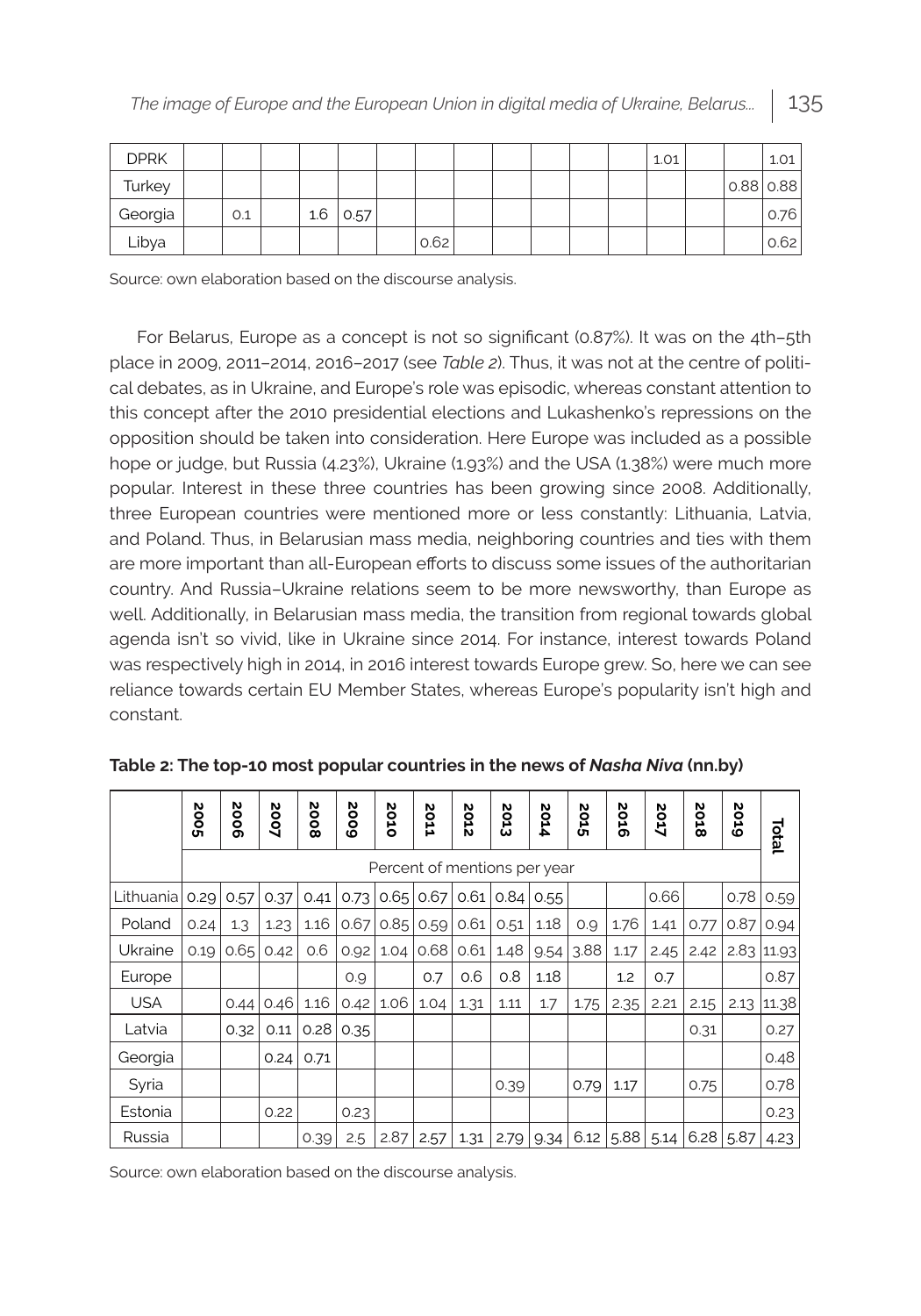| | | | | | | | | | | | | | | | | |
|---|---|---|---|---|---|---|---|---|---|---|---|---|---|---|---|---|
| DPRK | | | | | | | | | | | | | 1.01 | | | 1.01 |
| Turkey | | | | | | | | | | | | | | | 0.88 | 0.88 |
| Georgia | | 0.1 | | 1.6 | 0.57 | | | | | | | | | | | 0.76 |
| Libya | | | | | | | 0.62 | | | | | | | | | 0.62 |

Source: own elaboration based on the discourse analysis.

For Belarus, Europe as a concept is not so significant (0.87%). It was on the 4th–5th place in 2009, 2011–2014, 2016–2017 (see *Table 2*). Thus, it was not at the centre of political debates, as in Ukraine, and Europe's role was episodic, whereas constant attention to this concept after the 2010 presidential elections and Lukashenko's repressions on the opposition should be taken into consideration. Here Europe was included as a possible hope or judge, but Russia (4.23%), Ukraine (1.93%) and the USA (1.38%) were much more popular. Interest in these three countries has been growing since 2008. Additionally, three European countries were mentioned more or less constantly: Lithuania, Latvia, and Poland. Thus, in Belarusian mass media, neighboring countries and ties with them are more important than all-European efforts to discuss some issues of the authoritarian country. And Russia–Ukraine relations seem to be more newsworthy, than Europe as well. Additionally, in Belarusian mass media, the transition from regional towards global agenda isn't so vivid, like in Ukraine since 2014. For instance, interest towards Poland was respectively high in 2014, in 2016 interest towards Europe grew. So, here we can see reliance towards certain EU Member States, whereas Europe's popularity isn't high and constant.

**Table 2: The top-10 most popular countries in the news of *Nasha Niva* (nn.by)**

| | 2005 | 2006 | 2007 | 2008 | 2009 | 2010 | 2011 | 2012 | 2013 | 2014 | 2015 | 2016 | 2017 | 2018 | 2019 | Total |
|---|---|---|---|---|---|---|---|---|---|---|---|---|---|---|---|---|
| | Percent of mentions per year | | | | | | | | | | | | | | | |
| Lithuania | 0.29 | 0.57 | 0.37 | 0.41 | 0.73 | 0.65 | 0.67 | 0.61 | 0.84 | 0.55 | | | 0.66 | | 0.78 | 0.59 |
| Poland | 0.24 | 1.3 | 1.23 | 1.16 | 0.67 | 0.85 | 0.59 | 0.61 | 0.51 | 1.18 | 0.9 | 1.76 | 1.41 | 0.77 | 0.87 | 0.94 |
| Ukraine | 0.19 | 0.65 | 0.42 | 0.6 | 0.92 | 1.04 | 0.68 | 0.61 | 1.48 | 9.54 | 3.88 | 1.17 | 2.45 | 2.42 | 2.83 | 11.93 |
| Europe | | | | | 0.9 | | 0.7 | 0.6 | 0.8 | 1.18 | | 1.2 | 0.7 | | | 0.87 |
| USA | | 0.44 | 0.46 | 1.16 | 0.42 | 1.06 | 1.04 | 1.31 | 1.11 | 1.7 | 1.75 | 2.35 | 2.21 | 2.15 | 2.13 | 11.38 |
| Latvia | | 0.32 | 0.11 | 0.28 | 0.35 | | | | | | | | | 0.31 | | 0.27 |
| Georgia | | | 0.24 | 0.71 | | | | | | | | | | | | 0.48 |
| Syria | | | | | | | | | 0.39 | | 0.79 | 1.17 | | 0.75 | | 0.78 |
| Estonia | | | 0.22 | | 0.23 | | | | | | | | | | | 0.23 |
| Russia | | | | 0.39 | 2.5 | 2.87 | 2.57 | 1.31 | 2.79 | 9.34 | 6.12 | 5.88 | 5.14 | 6.28 | 5.87 | 4.23 |

Source: own elaboration based on the discourse analysis.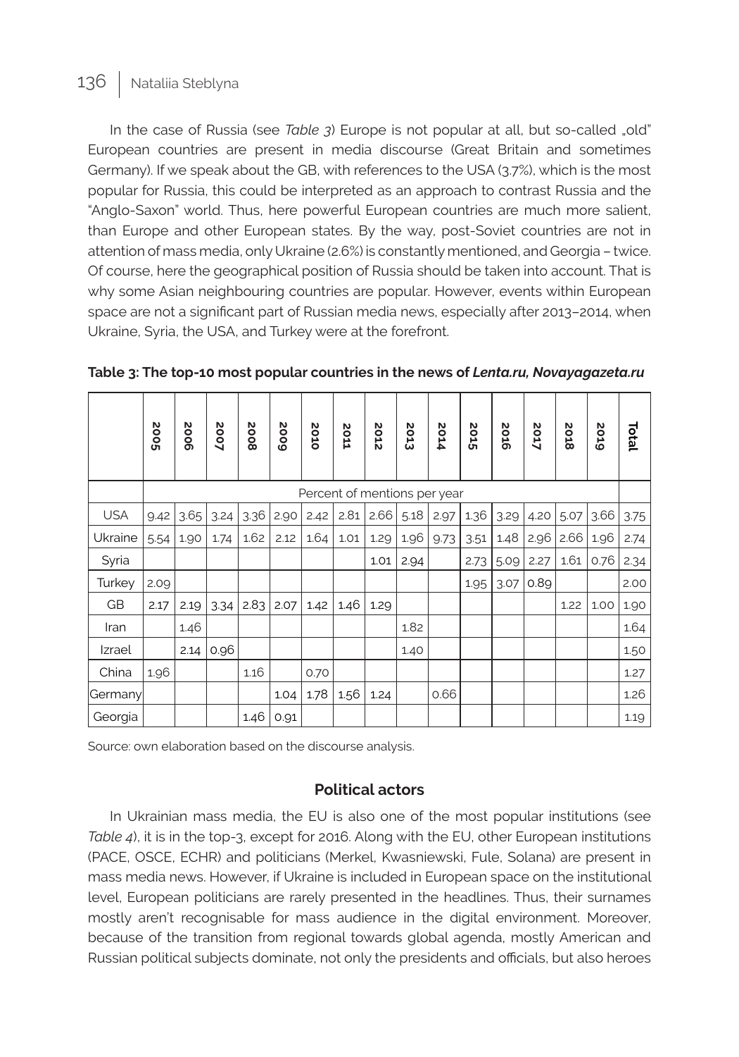In the case of Russia (see *Table 3*) Europe is not popular at all, but so-called „old" European countries are present in media discourse (Great Britain and sometimes Germany). If we speak about the GB, with references to the USA (3.7%), which is the most popular for Russia, this could be interpreted as an approach to contrast Russia and the "Anglo-Saxon" world. Thus, here powerful European countries are much more salient, than Europe and other European states. By the way, post-Soviet countries are not in attention of mass media, only Ukraine (2.6%) is constantly mentioned, and Georgia – twice. Of course, here the geographical position of Russia should be taken into account. That is why some Asian neighbouring countries are popular. However, events within European space are not a significant part of Russian media news, especially after 2013–2014, when Ukraine, Syria, the USA, and Turkey were at the forefront.

**Table 3: The top-10 most popular countries in the news of *Lenta.ru, Novayagazeta.ru***

| | 2005 | 2006 | 2007 | 2008 | 2009 | 2010 | 2011 | 2012 | 2013 | 2014 | 2015 | 2016 | 2017 | 2018 | 2019 | Total |
|---|---|---|---|---|---|---|---|---|---|---|---|---|---|---|---|---|
| | Percent of mentions per year | | | | | | | | | | | | | | | |
| USA | 9.42 | 3.65 | 3.24 | 3.36 | 2.90 | 2.42 | 2.81 | 2.66 | 5.18 | 2.97 | 1.36 | 3.29 | 4.20 | 5.07 | 3.66 | 3.75 |
| Ukraine | 5.54 | 1.90 | 1.74 | 1.62 | 2.12 | 1.64 | 1.01 | 1.29 | 1.96 | 9.73 | 3.51 | 1.48 | 2.96 | 2.66 | 1.96 | 2.74 |
| Syria | | | | | | | | 1.01 | 2.94 | | 2.73 | 5.09 | 2.27 | 1.61 | 0.76 | 2.34 |
| Turkey | 2.09 | | | | | | | | | | 1.95 | 3.07 | 0.89 | | | 2.00 |
| GB | 2.17 | 2.19 | 3.34 | 2.83 | 2.07 | 1.42 | 1.46 | 1.29 | | | | | | 1.22 | 1.00 | 1.90 |
| Iran | | 1.46 | | | | | | | 1.82 | | | | | | | 1.64 |
| Izrael | | 2.14 | 0.96 | | | | | | 1.40 | | | | | | | 1.50 |
| China | 1.96 | | | 1.16 | | 0.70 | | | | | | | | | | 1.27 |
| Germany | | | | | 1.04 | 1.78 | 1.56 | 1.24 | | 0.66 | | | | | | 1.26 |
| Georgia | | | | 1.46 | 0.91 | | | | | | | | | | | 1.19 |

Source: own elaboration based on the discourse analysis.

### Political actors

In Ukrainian mass media, the EU is also one of the most popular institutions (see *Table 4*), it is in the top-3, except for 2016. Along with the EU, other European institutions (PACE, OSCE, ECHR) and politicians (Merkel, Kwasniewski, Fule, Solana) are present in mass media news. However, if Ukraine is included in European space on the institutional level, European politicians are rarely presented in the headlines. Thus, their surnames mostly aren't recognisable for mass audience in the digital environment. Moreover, because of the transition from regional towards global agenda, mostly American and Russian political subjects dominate, not only the presidents and officials, but also heroes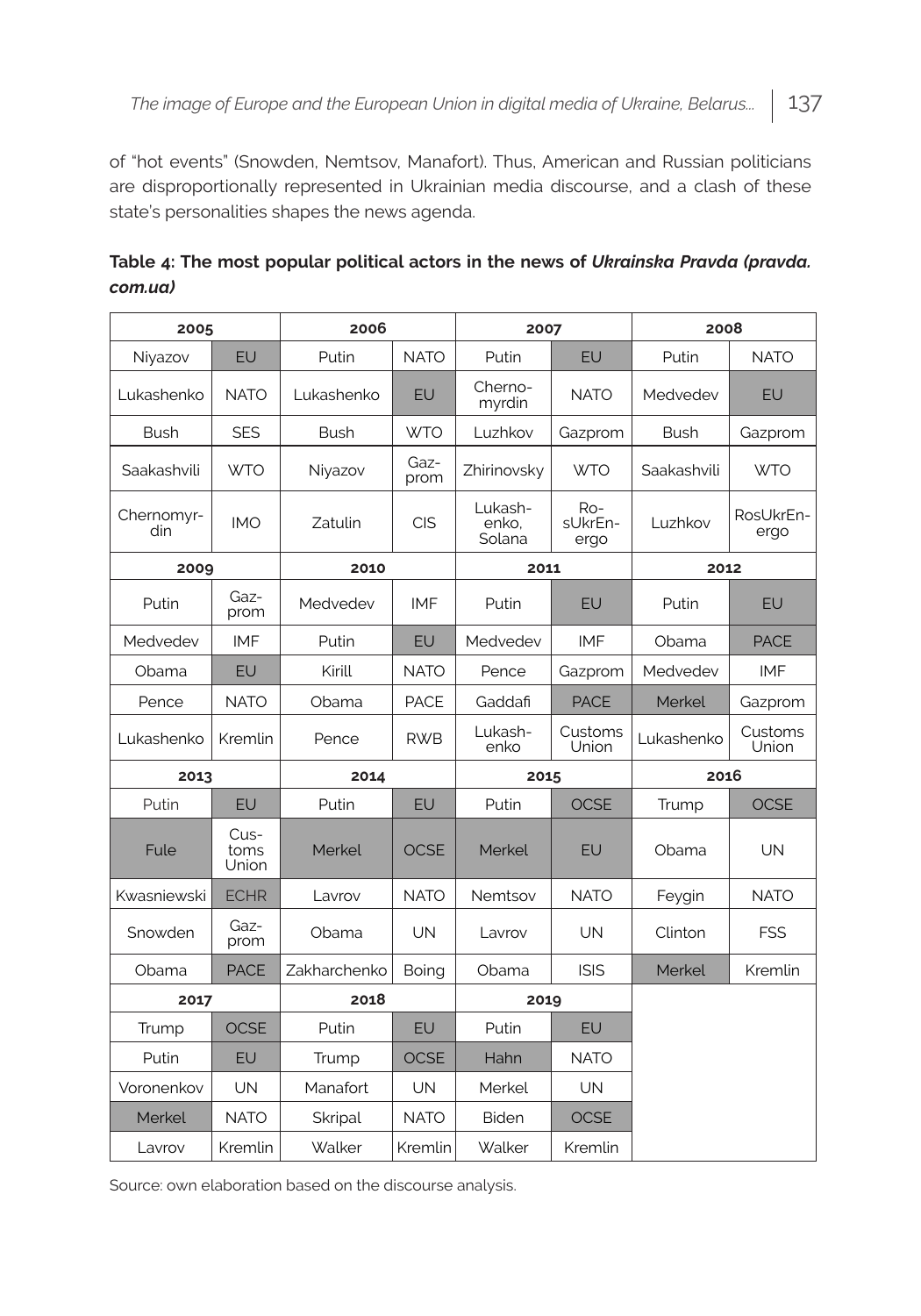of "hot events" (Snowden, Nemtsov, Manafort). Thus, American and Russian politicians are disproportionally represented in Ukrainian media discourse, and a clash of these state's personalities shapes the news agenda.

**Table 4: The most popular political actors in the news of *Ukrainska Pravda (pravda.com.ua)***

| 2005 | | 2006 | | 2007 | | 2008 | |
|---|---|---|---|---|---|---|---|
| Niyazov | EU | Putin | NATO | Putin | EU | Putin | NATO |
| Lukashenko | NATO | Lukashenko | EU | Chernomyrdin | NATO | Medvedev | EU |
| Bush | SES | Bush | WTO | Luzhkov | Gazprom | Bush | Gazprom |
| Saakashvili | WTO | Niyazov | Gazprom | Zhirinovsky | WTO | Saakashvili | WTO |
| Chernomyrdin | IMO | Zatulin | CIS | Lukashenko, Solana | RosUkrEnergo | Luzhkov | RosUkrEnergo |
| **2009** | | **2010** | | **2011** | | **2012** | |
| Putin | Gazprom | Medvedev | IMF | Putin | EU | Putin | EU |
| Medvedev | IMF | Putin | EU | Medvedev | IMF | Obama | PACE |
| Obama | EU | Kirill | NATO | Pence | Gazprom | Medvedev | IMF |
| Pence | NATO | Obama | PACE | Gaddafi | PACE | Merkel | Gazprom |
| Lukashenko | Kremlin | Pence | RWB | Lukashenko | Customs Union | Lukashenko | Customs Union |
| **2013** | | **2014** | | **2015** | | **2016** | |
| Putin | EU | Putin | EU | Putin | OCSE | Trump | OCSE |
| Fule | Customs Union | Merkel | OCSE | Merkel | EU | Obama | UN |
| Kwasniewski | ECHR | Lavrov | NATO | Nemtsov | NATO | Feygin | NATO |
| Snowden | Gazprom | Obama | UN | Lavrov | UN | Clinton | FSS |
| Obama | PACE | Zakharchenko | Boing | Obama | ISIS | Merkel | Kremlin |
| **2017** | | **2018** | | **2019** | | | |
| Trump | OCSE | Putin | EU | Putin | EU | | |
| Putin | EU | Trump | OCSE | Hahn | NATO | | |
| Voronenkov | UN | Manafort | UN | Merkel | UN | | |
| Merkel | NATO | Skripal | NATO | Biden | OCSE | | |
| Lavrov | Kremlin | Walker | Kremlin | Walker | Kremlin | | |

Source: own elaboration based on the discourse analysis.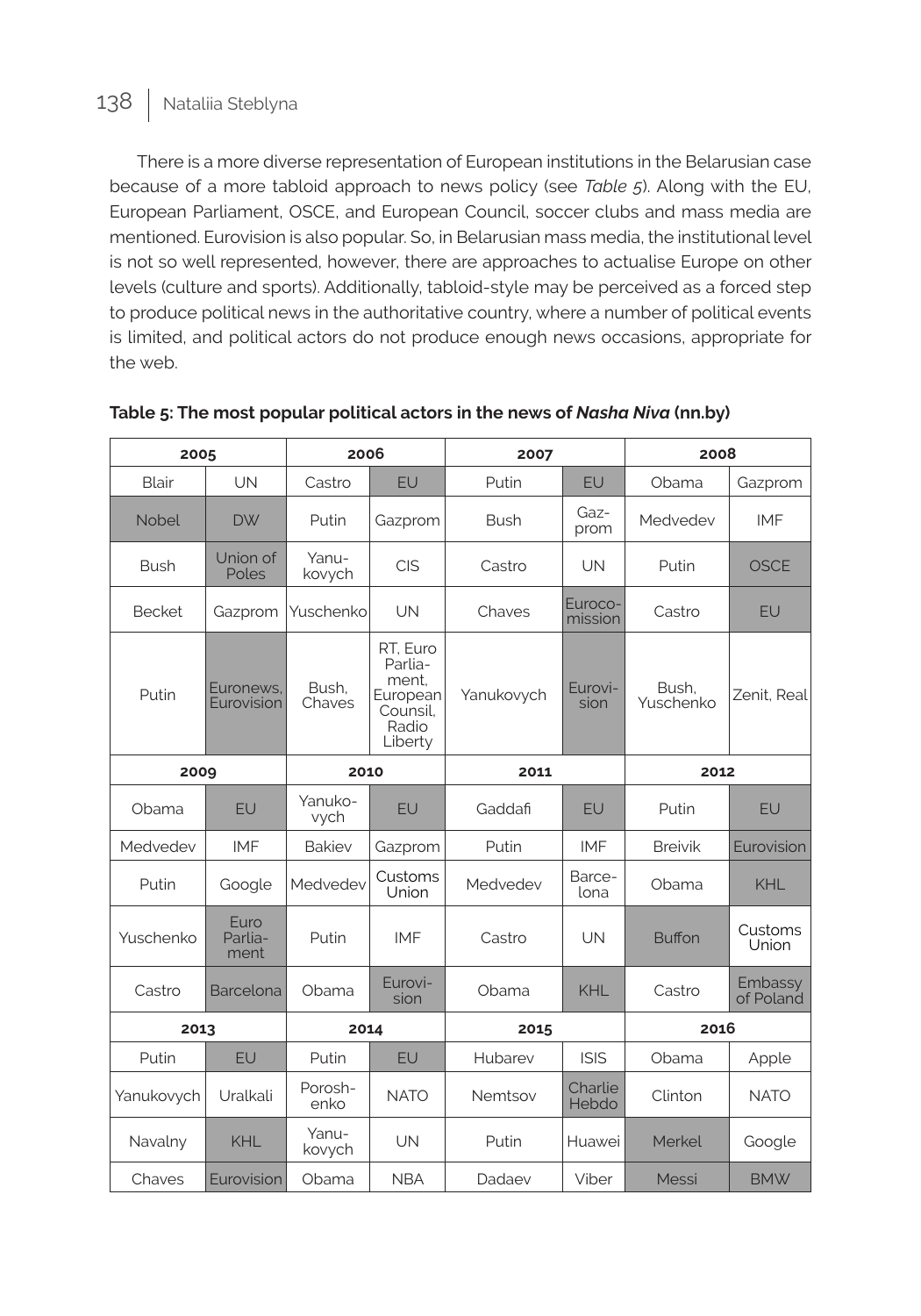There is a more diverse representation of European institutions in the Belarusian case because of a more tabloid approach to news policy (see *Table 5*). Along with the EU, European Parliament, OSCE, and European Council, soccer clubs and mass media are mentioned. Eurovision is also popular. So, in Belarusian mass media, the institutional level is not so well represented, however, there are approaches to actualise Europe on other levels (culture and sports). Additionally, tabloid-style may be perceived as a forced step to produce political news in the authoritative country, where a number of political events is limited, and political actors do not produce enough news occasions, appropriate for the web.

**Table 5: The most popular political actors in the news of *Nasha Niva* (nn.by)**

| 2005 | | 2006 | | 2007 | | 2008 | |
|---|---|---|---|---|---|---|---|
| Blair | UN | Castro | EU | Putin | EU | Obama | Gazprom |
| Nobel | DW | Putin | Gazprom | Bush | Gazprom | Medvedev | IMF |
| Bush | Union of Poles | Yanukovych | CIS | Castro | UN | Putin | OSCE |
| Becket | Gazprom | Yuschenko | UN | Chaves | Eurocomission | Castro | EU |
| Putin | Euronews, Eurovision | Bush, Chaves | RT, Euro Parliament, European Counsil, Radio Liberty | Yanukovych | Eurovision | Bush, Yuschenko | Zenit, Real |
| **2009** | | **2010** | | **2011** | | **2012** | |
| Obama | EU | Yanukovych | EU | Gaddafi | EU | Putin | EU |
| Medvedev | IMF | Bakiev | Gazprom | Putin | IMF | Breivik | Eurovision |
| Putin | Google | Medvedev | Customs Union | Medvedev | Barcelona | Obama | KHL |
| Yuschenko | Euro Parliament | Putin | IMF | Castro | UN | Buffon | Customs Union |
| Castro | Barcelona | Obama | Eurovision | Obama | KHL | Castro | Embassy of Poland |
| **2013** | | **2014** | | **2015** | | **2016** | |
| Putin | EU | Putin | EU | Hubarev | ISIS | Obama | Apple |
| Yanukovych | Uralkali | Poroshenko | NATO | Nemtsov | Charlie Hebdo | Clinton | NATO |
| Navalny | KHL | Yanukovych | UN | Putin | Huawei | Merkel | Google |
| Chaves | Eurovision | Obama | NBA | Dadaev | Viber | Messi | BMW |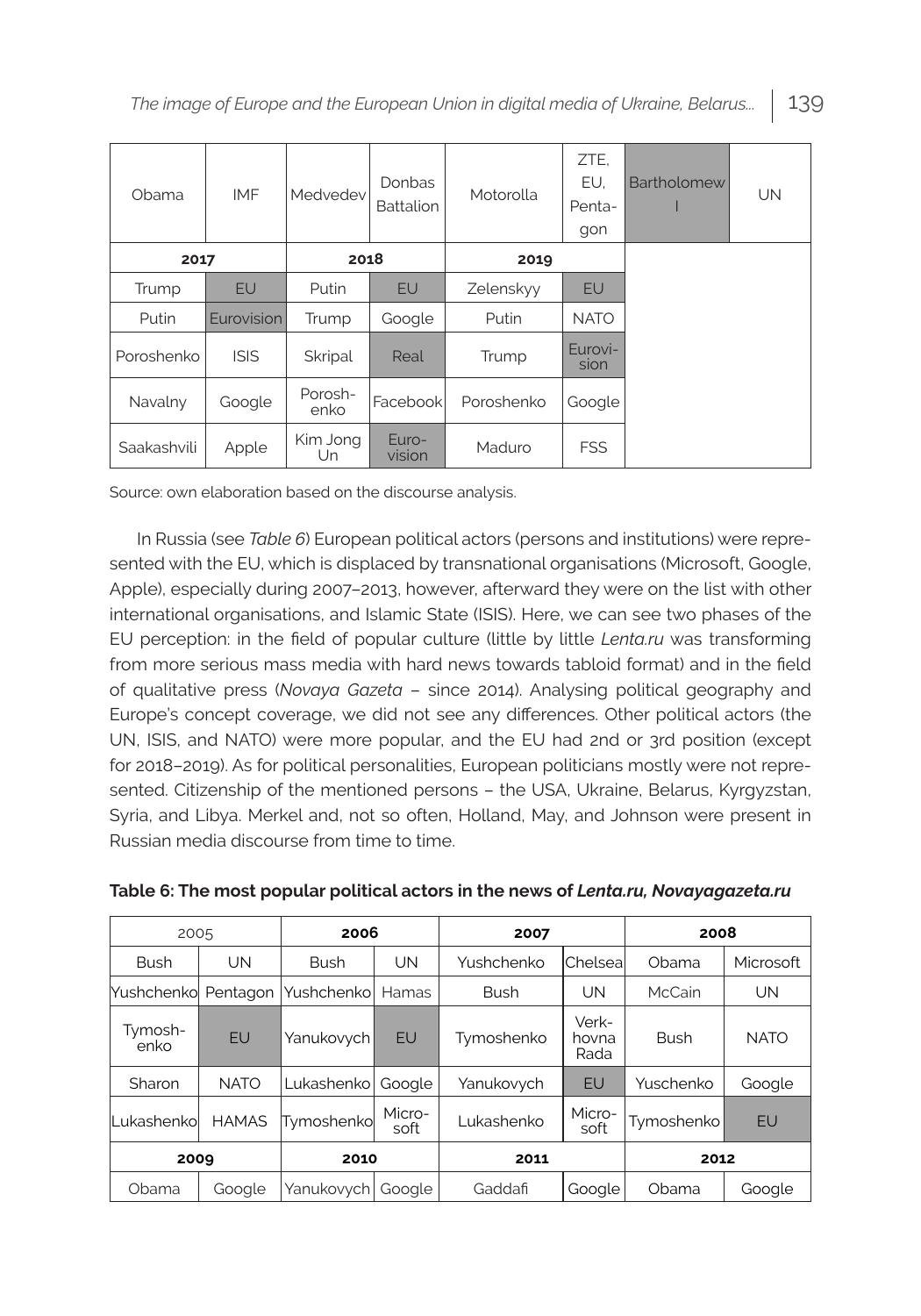| Obama | IMF | Medvedev | Donbas Battalion | Motorolla | ZTE, EU, Pentagon | Bartholomew I | UN |
|---|---|---|---|---|---|---|---|
| **2017** | | **2018** | | **2019** | | | |
| Trump | EU | Putin | EU | Zelenskyy | EU | | |
| Putin | Eurovision | Trump | Google | Putin | NATO | | |
| Poroshenko | ISIS | Skripal | Real | Trump | Eurovision | | |
| Navalny | Google | Poroshenko | Facebook | Poroshenko | Google | | |
| Saakashvili | Apple | Kim Jong Un | Eurovision | Maduro | FSS | | |

Source: own elaboration based on the discourse analysis.

In Russia (see *Table 6*) European political actors (persons and institutions) were represented with the EU, which is displaced by transnational organisations (Microsoft, Google, Apple), especially during 2007–2013, however, afterward they were on the list with other international organisations, and Islamic State (ISIS). Here, we can see two phases of the EU perception: in the field of popular culture (little by little *Lenta.ru* was transforming from more serious mass media with hard news towards tabloid format) and in the field of qualitative press (*Novaya Gazeta* – since 2014). Analysing political geography and Europe's concept coverage, we did not see any differences. Other political actors (the UN, ISIS, and NATO) were more popular, and the EU had 2nd or 3rd position (except for 2018–2019). As for political personalities, European politicians mostly were not represented. Citizenship of the mentioned persons – the USA, Ukraine, Belarus, Kyrgyzstan, Syria, and Libya. Merkel and, not so often, Holland, May, and Johnson were present in Russian media discourse from time to time.

**Table 6: The most popular political actors in the news of *Lenta.ru, Novayagazeta.ru***

| 2005 | | **2006** | | **2007** | | **2008** | |
|---|---|---|---|---|---|---|---|
| Bush | UN | Bush | UN | Yushchenko | Chelsea | Obama | Microsoft |
| Yushchenko | Pentagon | Yushchenko | Hamas | Bush | UN | McCain | UN |
| Tymoshenko | EU | Yanukovych | EU | Tymoshenko | Verkhovna Rada | Bush | NATO |
| Sharon | NATO | Lukashenko | Google | Yanukovych | EU | Yuschenko | Google |
| Lukashenko | HAMAS | Tymoshenko | Microsoft | Lukashenko | Microsoft | Tymoshenko | EU |
| **2009** | | **2010** | | **2011** | | **2012** | |
| Obama | Google | Yanukovych | Google | Gaddafi | Google | Obama | Google |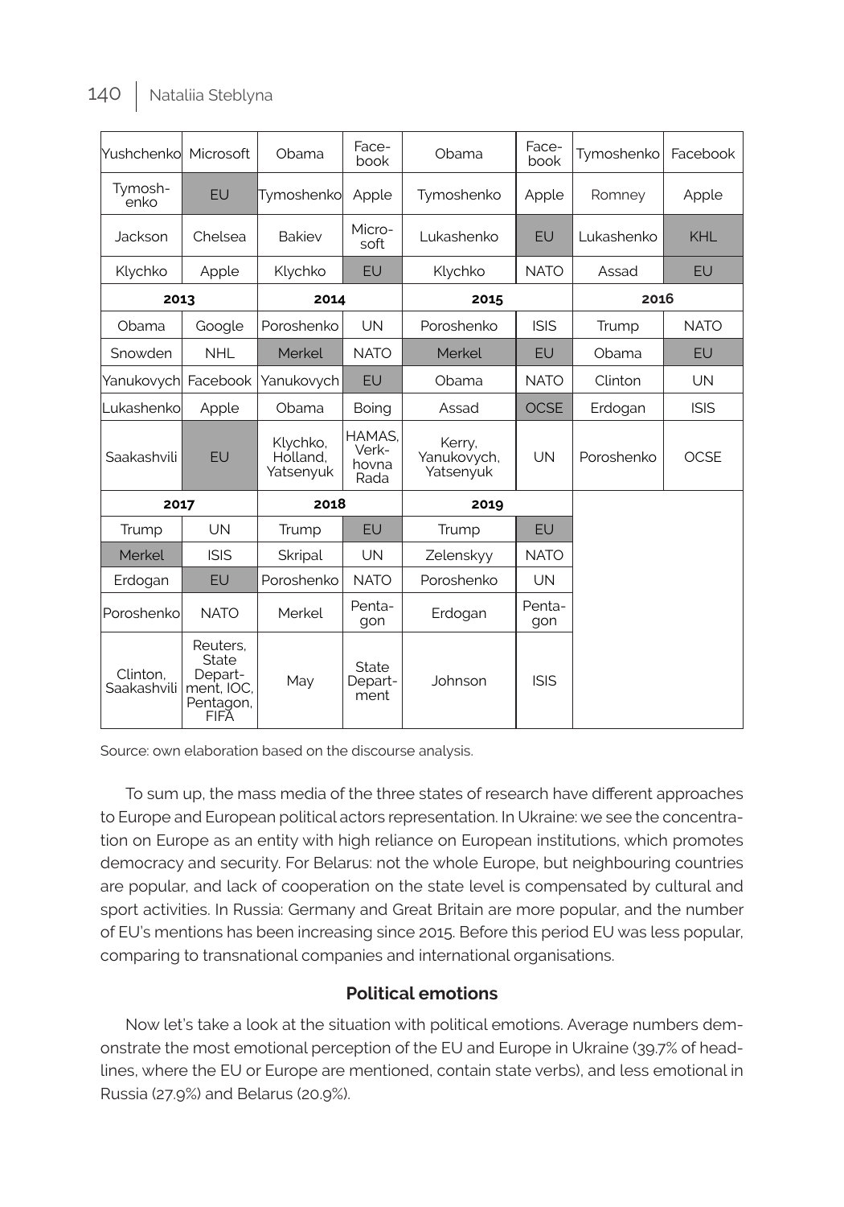| | | | | | | | |
|---|---|---|---|---|---|---|---|
| Yushchenko | Microsoft | Obama | Facebook | Obama | Facebook | Tymoshenko | Facebook |
| Tymoshenko | EU | Tymoshenko | Apple | Tymoshenko | Apple | Romney | Apple |
| Jackson | Chelsea | Bakiev | Microsoft | Lukashenko | EU | Lukashenko | KHL |
| Klychko | Apple | Klychko | EU | Klychko | NATO | Assad | EU |
| 2013 | | 2014 | | 2015 | | 2016 | |
| Obama | Google | Poroshenko | UN | Poroshenko | ISIS | Trump | NATO |
| Snowden | NHL | Merkel | NATO | Merkel | EU | Obama | EU |
| Yanukovych | Facebook | Yanukovych | EU | Obama | NATO | Clinton | UN |
| Lukashenko | Apple | Obama | Boing | Assad | OCSE | Erdogan | ISIS |
| Saakashvili | EU | Klychko, Holland, Yatsenyuk | HAMAS, Verkhovna Rada | Kerry, Yanukovych, Yatsenyuk | UN | Poroshenko | OCSE |
| 2017 | | 2018 | | 2019 | | | |
| Trump | UN | Trump | EU | Trump | EU | | |
| Merkel | ISIS | Skripal | UN | Zelenskyy | NATO | | |
| Erdogan | EU | Poroshenko | NATO | Poroshenko | UN | | |
| Poroshenko | NATO | Merkel | Pentagon | Erdogan | Pentagon | | |
| Clinton, Saakashvili | Reuters, State Department, IOC, Pentagon, FIFA | May | State Department | Johnson | ISIS | | |

Source: own elaboration based on the discourse analysis.

To sum up, the mass media of the three states of research have different approaches to Europe and European political actors representation. In Ukraine: we see the concentration on Europe as an entity with high reliance on European institutions, which promotes democracy and security. For Belarus: not the whole Europe, but neighbouring countries are popular, and lack of cooperation on the state level is compensated by cultural and sport activities. In Russia: Germany and Great Britain are more popular, and the number of EU's mentions has been increasing since 2015. Before this period EU was less popular, comparing to transnational companies and international organisations.

### Political emotions

Now let's take a look at the situation with political emotions. Average numbers demonstrate the most emotional perception of the EU and Europe in Ukraine (39.7% of headlines, where the EU or Europe are mentioned, contain state verbs), and less emotional in Russia (27.9%) and Belarus (20.9%).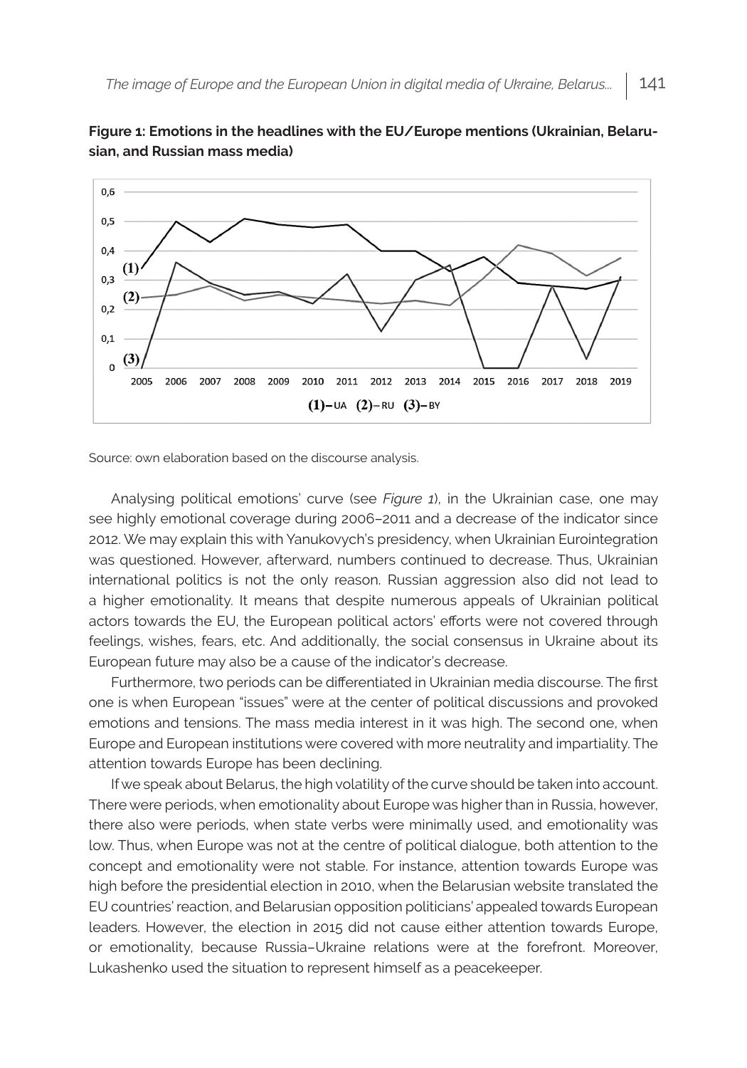**Figure 1: Emotions in the headlines with the EU/Europe mentions (Ukrainian, Belarusian, and Russian mass media)**

Source: own elaboration based on the discourse analysis.

Analysing political emotions' curve (see *Figure 1*), in the Ukrainian case, one may see highly emotional coverage during 2006–2011 and a decrease of the indicator since 2012. We may explain this with Yanukovych's presidency, when Ukrainian Eurointegration was questioned. However, afterward, numbers continued to decrease. Thus, Ukrainian international politics is not the only reason. Russian aggression also did not lead to a higher emotionality. It means that despite numerous appeals of Ukrainian political actors towards the EU, the European political actors' efforts were not covered through feelings, wishes, fears, etc. And additionally, the social consensus in Ukraine about its European future may also be a cause of the indicator's decrease.

Furthermore, two periods can be differentiated in Ukrainian media discourse. The first one is when European "issues" were at the center of political discussions and provoked emotions and tensions. The mass media interest in it was high. The second one, when Europe and European institutions were covered with more neutrality and impartiality. The attention towards Europe has been declining.

If we speak about Belarus, the high volatility of the curve should be taken into account. There were periods, when emotionality about Europe was higher than in Russia, however, there also were periods, when state verbs were minimally used, and emotionality was low. Thus, when Europe was not at the centre of political dialogue, both attention to the concept and emotionality were not stable. For instance, attention towards Europe was high before the presidential election in 2010, when the Belarusian website translated the EU countries' reaction, and Belarusian opposition politicians' appealed towards European leaders. However, the election in 2015 did not cause either attention towards Europe, or emotionality, because Russia–Ukraine relations were at the forefront. Moreover, Lukashenko used the situation to represent himself as a peacekeeper.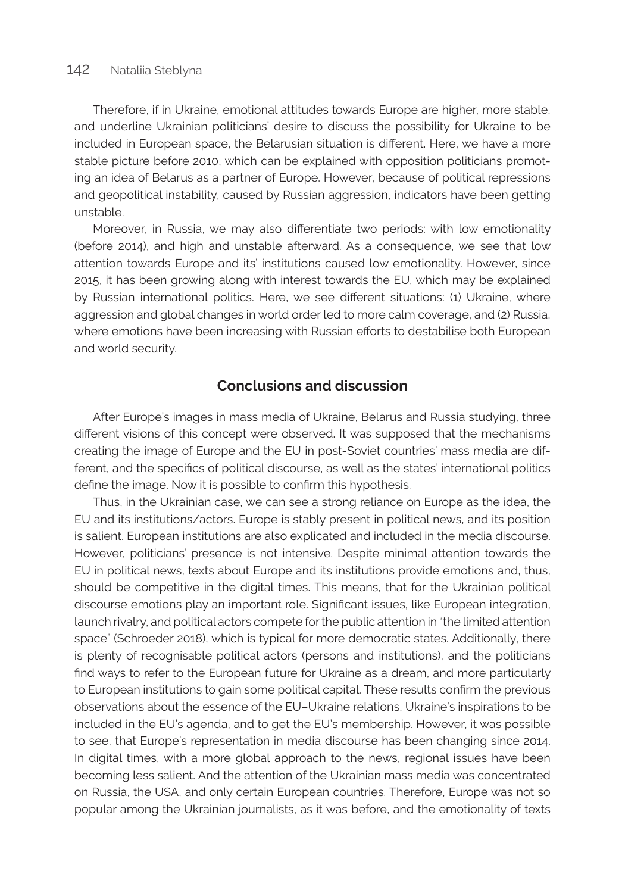Therefore, if in Ukraine, emotional attitudes towards Europe are higher, more stable, and underline Ukrainian politicians' desire to discuss the possibility for Ukraine to be included in European space, the Belarusian situation is different. Here, we have a more stable picture before 2010, which can be explained with opposition politicians promoting an idea of Belarus as a partner of Europe. However, because of political repressions and geopolitical instability, caused by Russian aggression, indicators have been getting unstable.

Moreover, in Russia, we may also differentiate two periods: with low emotionality (before 2014), and high and unstable afterward. As a consequence, we see that low attention towards Europe and its' institutions caused low emotionality. However, since 2015, it has been growing along with interest towards the EU, which may be explained by Russian international politics. Here, we see different situations: (1) Ukraine, where aggression and global changes in world order led to more calm coverage, and (2) Russia, where emotions have been increasing with Russian efforts to destabilise both European and world security.

## Conclusions and discussion

After Europe's images in mass media of Ukraine, Belarus and Russia studying, three different visions of this concept were observed. It was supposed that the mechanisms creating the image of Europe and the EU in post-Soviet countries' mass media are different, and the specifics of political discourse, as well as the states' international politics define the image. Now it is possible to confirm this hypothesis.

Thus, in the Ukrainian case, we can see a strong reliance on Europe as the idea, the EU and its institutions/actors. Europe is stably present in political news, and its position is salient. European institutions are also explicated and included in the media discourse. However, politicians' presence is not intensive. Despite minimal attention towards the EU in political news, texts about Europe and its institutions provide emotions and, thus, should be competitive in the digital times. This means, that for the Ukrainian political discourse emotions play an important role. Significant issues, like European integration, launch rivalry, and political actors compete for the public attention in "the limited attention space" (Schroeder 2018), which is typical for more democratic states. Additionally, there is plenty of recognisable political actors (persons and institutions), and the politicians find ways to refer to the European future for Ukraine as a dream, and more particularly to European institutions to gain some political capital. These results confirm the previous observations about the essence of the EU–Ukraine relations, Ukraine's inspirations to be included in the EU's agenda, and to get the EU's membership. However, it was possible to see, that Europe's representation in media discourse has been changing since 2014. In digital times, with a more global approach to the news, regional issues have been becoming less salient. And the attention of the Ukrainian mass media was concentrated on Russia, the USA, and only certain European countries. Therefore, Europe was not so popular among the Ukrainian journalists, as it was before, and the emotionality of texts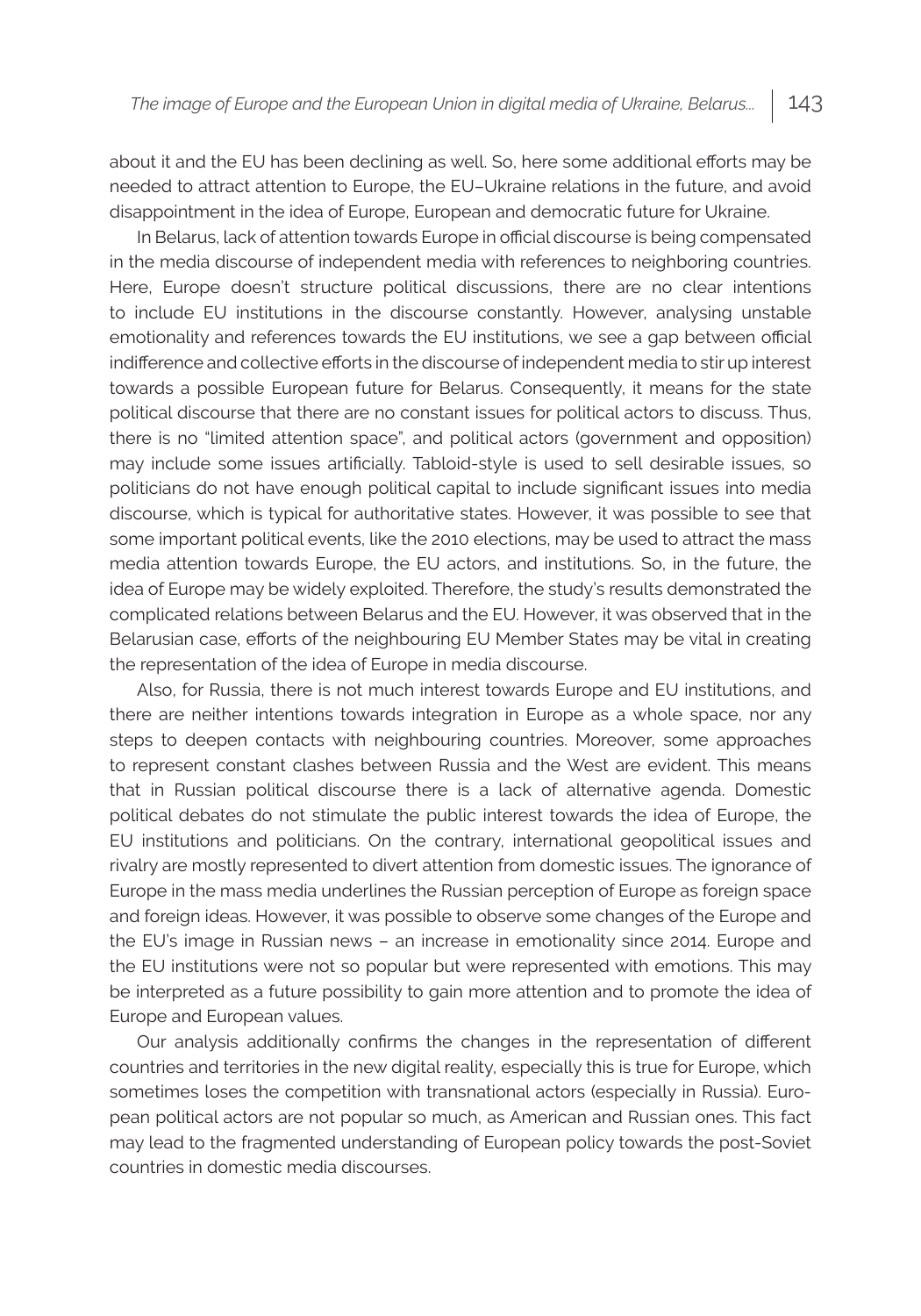about it and the EU has been declining as well. So, here some additional efforts may be needed to attract attention to Europe, the EU–Ukraine relations in the future, and avoid disappointment in the idea of Europe, European and democratic future for Ukraine.

In Belarus, lack of attention towards Europe in official discourse is being compensated in the media discourse of independent media with references to neighboring countries. Here, Europe doesn't structure political discussions, there are no clear intentions to include EU institutions in the discourse constantly. However, analysing unstable emotionality and references towards the EU institutions, we see a gap between official indifference and collective efforts in the discourse of independent media to stir up interest towards a possible European future for Belarus. Consequently, it means for the state political discourse that there are no constant issues for political actors to discuss. Thus, there is no "limited attention space", and political actors (government and opposition) may include some issues artificially. Tabloid-style is used to sell desirable issues, so politicians do not have enough political capital to include significant issues into media discourse, which is typical for authoritative states. However, it was possible to see that some important political events, like the 2010 elections, may be used to attract the mass media attention towards Europe, the EU actors, and institutions. So, in the future, the idea of Europe may be widely exploited. Therefore, the study's results demonstrated the complicated relations between Belarus and the EU. However, it was observed that in the Belarusian case, efforts of the neighbouring EU Member States may be vital in creating the representation of the idea of Europe in media discourse.

Also, for Russia, there is not much interest towards Europe and EU institutions, and there are neither intentions towards integration in Europe as a whole space, nor any steps to deepen contacts with neighbouring countries. Moreover, some approaches to represent constant clashes between Russia and the West are evident. This means that in Russian political discourse there is a lack of alternative agenda. Domestic political debates do not stimulate the public interest towards the idea of Europe, the EU institutions and politicians. On the contrary, international geopolitical issues and rivalry are mostly represented to divert attention from domestic issues. The ignorance of Europe in the mass media underlines the Russian perception of Europe as foreign space and foreign ideas. However, it was possible to observe some changes of the Europe and the EU's image in Russian news – an increase in emotionality since 2014. Europe and the EU institutions were not so popular but were represented with emotions. This may be interpreted as a future possibility to gain more attention and to promote the idea of Europe and European values.

Our analysis additionally confirms the changes in the representation of different countries and territories in the new digital reality, especially this is true for Europe, which sometimes loses the competition with transnational actors (especially in Russia). European political actors are not popular so much, as American and Russian ones. This fact may lead to the fragmented understanding of European policy towards the post-Soviet countries in domestic media discourses.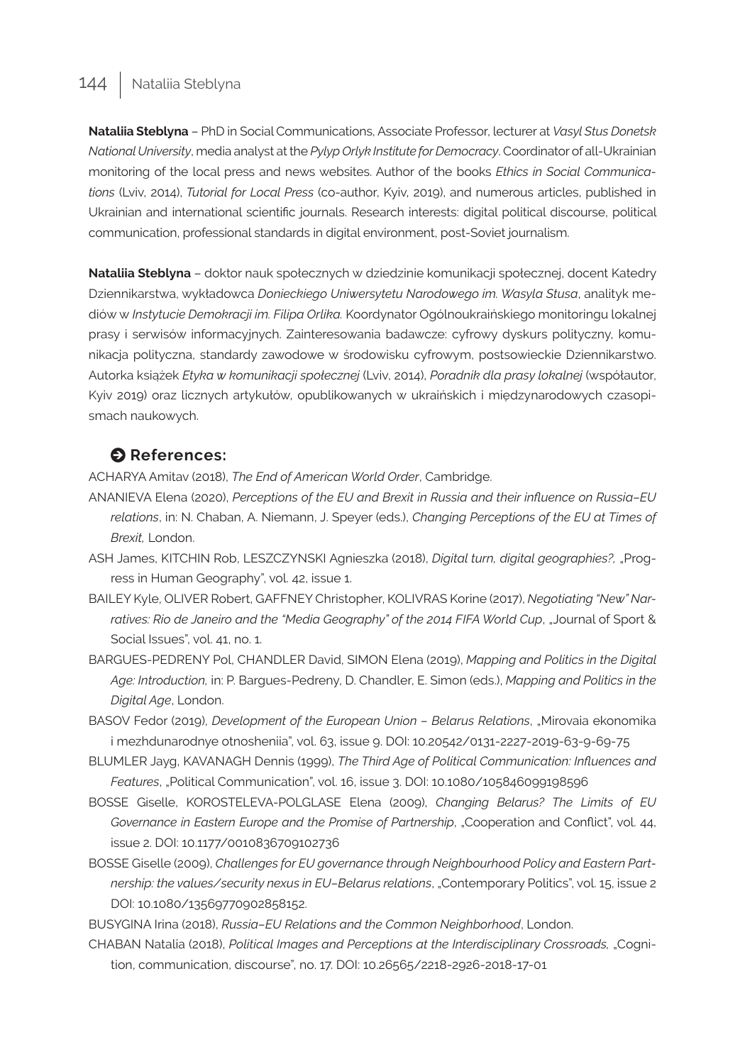**Nataliia Steblyna** – PhD in Social Communications, Associate Professor, lecturer at *Vasyl Stus Donetsk National University*, media analyst at the *Pylyp Orlyk Institute for Democracy*. Coordinator of all-Ukrainian monitoring of the local press and news websites. Author of the books *Ethics in Social Communications* (Lviv, 2014), *Tutorial for Local Press* (co-author, Kyiv, 2019), and numerous articles, published in Ukrainian and international scientific journals. Research interests: digital political discourse, political communication, professional standards in digital environment, post-Soviet journalism.

**Nataliia Steblyna** – doktor nauk społecznych w dziedzinie komunikacji społecznej, docent Katedry Dziennikarstwa, wykładowca *Danieckiego Uniwersytetu Narodowego im. Wasyla Stusa*, analityk mediów w *Instytucie Demokracji im. Filipa Orlika.* Koordynator Ogólnoukraińskiego monitoringu lokalnej prasy i serwisów informacyjnych. Zainteresowania badawcze: cyfrowy dyskurs polityczny, komunikacja polityczna, standardy zawodowe w środowisku cyfrowym, postsowieckie Dziennikarstwo. Autorka książek *Etyka w komunikacji społecznej* (Lviv, 2014), *Poradnik dla prasy lokalnej* (współautor, Kyiv 2019) oraz licznych artykułów, opublikowanych w ukraińskich i międzynarodowych czasopismach naukowych.

## References:

ACHARYA Amitav (2018), *The End of American World Order*, Cambridge.

ANANIEVA Elena (2020), *Perceptions of the EU and Brexit in Russia and their influence on Russia–EU relations*, in: N. Chaban, A. Niemann, J. Speyer (eds.), *Changing Perceptions of the EU at Times of Brexit,* London.

ASH James, KITCHIN Rob, LESZCZYNSKI Agnieszka (2018), *Digital turn, digital geographies?,* „Progress in Human Geography", vol. 42, issue 1.

BAILEY Kyle, OLIVER Robert, GAFFNEY Christopher, KOLIVRAS Korine (2017), *Negotiating "New" Narratives: Rio de Janeiro and the "Media Geography" of the 2014 FIFA World Cup*, „Journal of Sport & Social Issues", vol. 41, no. 1.

BARGUES-PEDRENY Pol, CHANDLER David, SIMON Elena (2019), *Mapping and Politics in the Digital Age: Introduction,* in: P. Bargues-Pedreny, D. Chandler, E. Simon (eds.), *Mapping and Politics in the Digital Age*, London.

BASOV Fedor (2019), *Development of the European Union – Belarus Relations*, „Mirovaia ekonomika i mezhdunarodnye otnosheniia", vol. 63, issue 9. DOI: 10.20542/0131-2227-2019-63-9-69-75

BLUMLER Jayg, KAVANAGH Dennis (1999), *The Third Age of Political Communication: Influences and Features*, „Political Communication", vol. 16, issue 3. DOI: 10.1080/105846099198596

BOSSE Giselle, KOROSTELEVA-POLGLASE Elena (2009), *Changing Belarus? The Limits of EU Governance in Eastern Europe and the Promise of Partnership*, „Cooperation and Conflict", vol. 44, issue 2. DOI: 10.1177/0010836709102736

BOSSE Giselle (2009), *Challenges for EU governance through Neighbourhood Policy and Eastern Partnership: the values/security nexus in EU–Belarus relations*, „Contemporary Politics", vol. 15, issue 2 DOI: 10.1080/13569770902858152.

BUSYGINA Irina (2018), *Russia–EU Relations and the Common Neighborhood*, London.

CHABAN Natalia (2018), *Political Images and Perceptions at the Interdisciplinary Crossroads,* „Cognition, communication, discourse", no. 17. DOI: 10.26565/2218-2926-2018-17-01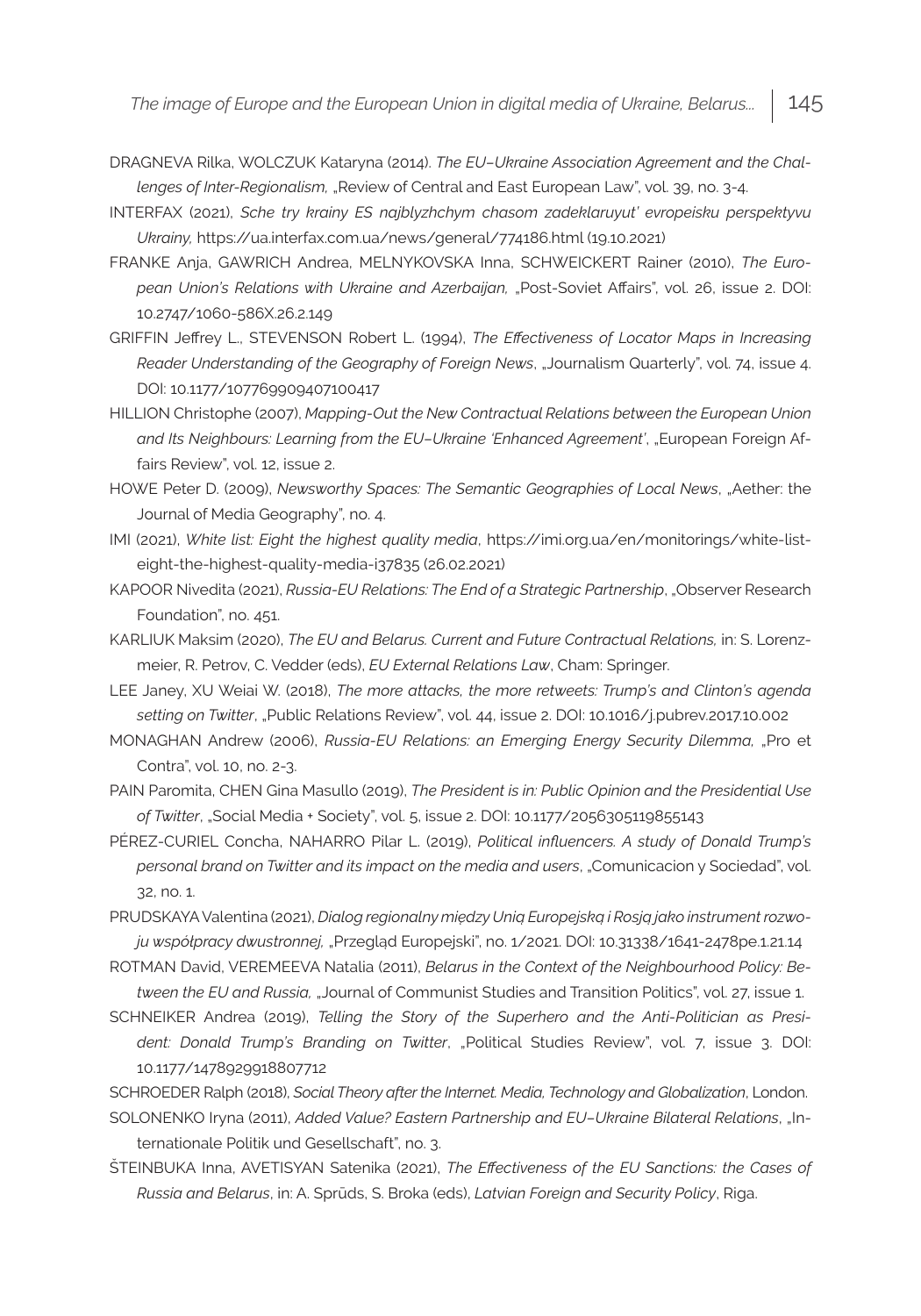DRAGNEVA Rilka, WOLCZUK Kataryna (2014). *The EU–Ukraine Association Agreement and the Challenges of Inter-Regionalism,* „Review of Central and East European Law", vol. 39, no. 3-4.

INTERFAX (2021), *Sche try krainy ES najblyzhchym chasom zadeklaruyut' evropeisku perspektyvu Ukrainy,* https://ua.interfax.com.ua/news/general/774186.html (19.10.2021)

FRANKE Anja, GAWRICH Andrea, MELNYKOVSKA Inna, SCHWEICKERT Rainer (2010), *The European Union's Relations with Ukraine and Azerbaijan,* „Post-Soviet Affairs", vol. 26, issue 2. DOI: 10.2747/1060-586X.26.2.149

GRIFFIN Jeffrey L., STEVENSON Robert L. (1994), *The Effectiveness of Locator Maps in Increasing Reader Understanding of the Geography of Foreign News*, „Journalism Quarterly", vol. 74, issue 4. DOI: 10.1177/107769909407100417

HILLION Christophe (2007), *Mapping-Out the New Contractual Relations between the European Union and Its Neighbours: Learning from the EU–Ukraine 'Enhanced Agreement'*, „European Foreign Affairs Review", vol. 12, issue 2.

HOWE Peter D. (2009), *Newsworthy Spaces: The Semantic Geographies of Local News*, „Aether: the Journal of Media Geography", no. 4.

IMI (2021), *White list: Eight the highest quality media*, https://imi.org.ua/en/monitorings/white-list-eight-the-highest-quality-media-i37835 (26.02.2021)

KAPOOR Nivedita (2021), *Russia-EU Relations: The End of a Strategic Partnership*, „Observer Research Foundation", no. 451.

KARLIUK Maksim (2020), *The EU and Belarus. Current and Future Contractual Relations,* in: S. Lorenzmeier, R. Petrov, C. Vedder (eds), *EU External Relations Law*, Cham: Springer.

LEE Janey, XU Weiai W. (2018), *The more attacks, the more retweets: Trump's and Clinton's agenda setting on Twitter*, „Public Relations Review", vol. 44, issue 2. DOI: 10.1016/j.pubrev.2017.10.002

MONAGHAN Andrew (2006), *Russia-EU Relations: an Emerging Energy Security Dilemma,* „Pro et Contra", vol. 10, no. 2-3.

PAIN Paromita, CHEN Gina Masullo (2019), *The President is in: Public Opinion and the Presidential Use of Twitter*, „Social Media + Society", vol. 5, issue 2. DOI: 10.1177/2056305119855143

PÉREZ-CURIEL Concha, NAHARRO Pilar L. (2019), *Political influencers. A study of Donald Trump's personal brand on Twitter and its impact on the media and users*, „Comunicacion y Sociedad", vol. 32, no. 1.

PRUDSKAYA Valentina (2021), *Dialog regionalny między Unią Europejską i Rosją jako instrument rozwoju współpracy dwustronnej,* „Przegląd Europejski", no. 1/2021. DOI: 10.31338/1641-2478pe.1.21.14

ROTMAN David, VEREMEEVA Natalia (2011), *Belarus in the Context of the Neighbourhood Policy: Between the EU and Russia,* „Journal of Communist Studies and Transition Politics", vol. 27, issue 1.

SCHNEIKER Andrea (2019), *Telling the Story of the Superhero and the Anti-Politician as President: Donald Trump's Branding on Twitter*, „Political Studies Review", vol. 7, issue 3. DOI: 10.1177/1478929918807712

SCHROEDER Ralph (2018), *Social Theory after the Internet. Media, Technology and Globalization*, London.

SOLONENKO Iryna (2011), *Added Value? Eastern Partnership and EU–Ukraine Bilateral Relations*, „Internationale Politik und Gesellschaft", no. 3.

ŠTEINBUKA Inna, AVETISYAN Satenika (2021), *The Effectiveness of the EU Sanctions: the Cases of Russia and Belarus*, in: A. Sprūds, S. Broka (eds), *Latvian Foreign and Security Policy*, Riga.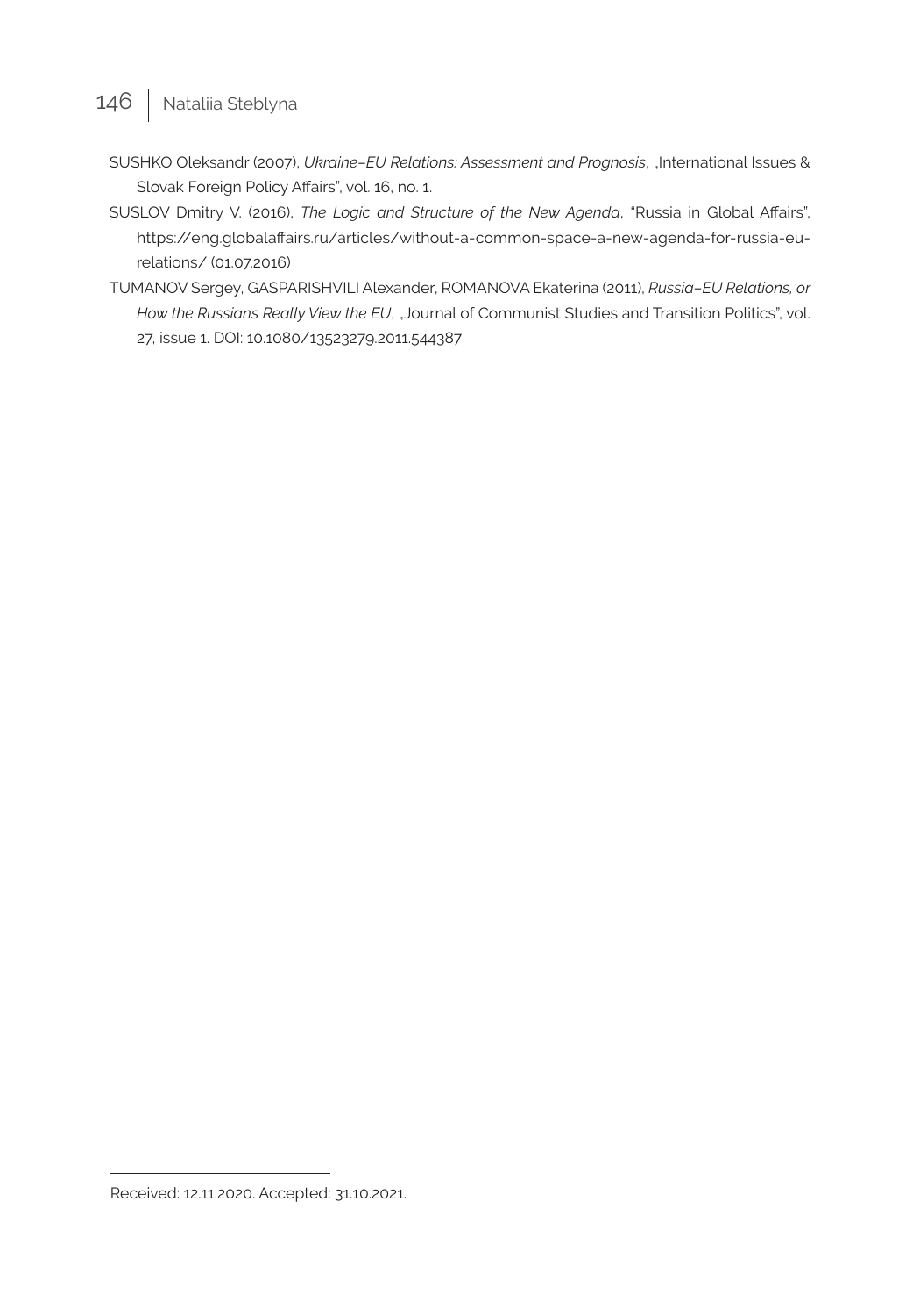SUSHKO Oleksandr (2007), *Ukraine–EU Relations: Assessment and Prognosis*, „International Issues & Slovak Foreign Policy Affairs", vol. 16, no. 1.

SUSLOV Dmitry V. (2016), *The Logic and Structure of the New Agenda*, "Russia in Global Affairs", https://eng.globalaffairs.ru/articles/without-a-common-space-a-new-agenda-for-russia-eu-relations/ (01.07.2016)

TUMANOV Sergey, GASPARISHVILI Alexander, ROMANOVA Ekaterina (2011), *Russia–EU Relations, or How the Russians Really View the EU*, „Journal of Communist Studies and Transition Politics", vol. 27, issue 1. DOI: 10.1080/13523279.2011.544387

---

Received: 12.11.2020. Accepted: 31.10.2021.